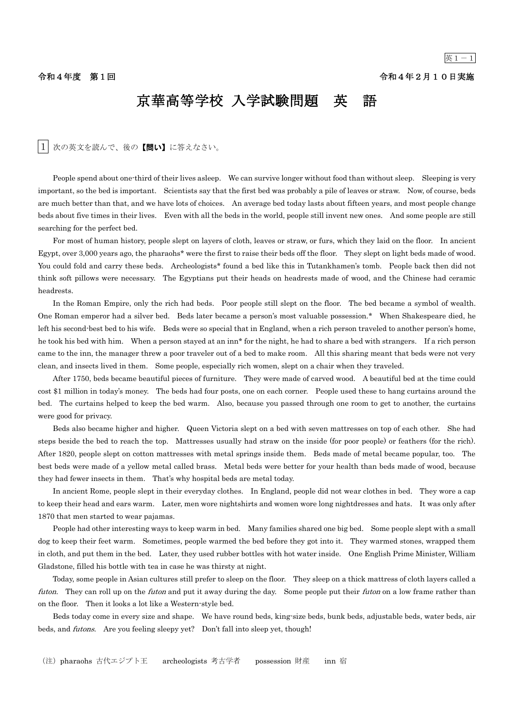令和４年度　第１回　　　　　　　　　　　　　　　　　　　　　　　　　　　　　　　　令和４年２月１０日実施

# 京華高等学校 入学試験問題　英　語

1 次の英文を読んで、後の**【問い】**に答えなさい。

People spend about one-third of their lives asleep. We can survive longer without food than without sleep. Sleeping is very important, so the bed is important. Scientists say that the first bed was probably a pile of leaves or straw. Now, of course, beds are much better than that, and we have lots of choices. An average bed today lasts about fifteen years, and most people change beds about five times in their lives. Even with all the beds in the world, people still invent new ones. And some people are still searching for the perfect bed.

For most of human history, people slept on layers of cloth, leaves or straw, or furs, which they laid on the floor. In ancient Egypt, over 3,000 years ago, the pharaohs* were the first to raise their beds off the floor. They slept on light beds made of wood. You could fold and carry these beds. Archeologists* found a bed like this in Tutankhamen's tomb. People back then did not think soft pillows were necessary. The Egyptians put their heads on headrests made of wood, and the Chinese had ceramic headrests.

In the Roman Empire, only the rich had beds. Poor people still slept on the floor. The bed became a symbol of wealth. One Roman emperor had a silver bed. Beds later became a person's most valuable possession.* When Shakespeare died, he left his second-best bed to his wife. Beds were so special that in England, when a rich person traveled to another person's home, he took his bed with him. When a person stayed at an inn* for the night, he had to share a bed with strangers. If a rich person came to the inn, the manager threw a poor traveler out of a bed to make room. All this sharing meant that beds were not very clean, and insects lived in them. Some people, especially rich women, slept on a chair when they traveled.

After 1750, beds became beautiful pieces of furniture. They were made of carved wood. A beautiful bed at the time could cost $1 million in today's money. The beds had four posts, one on each corner. People used these to hang curtains around the bed. The curtains helped to keep the bed warm. Also, because you passed through one room to get to another, the curtains were good for privacy.

Beds also became higher and higher. Queen Victoria slept on a bed with seven mattresses on top of each other. She had steps beside the bed to reach the top. Mattresses usually had straw on the inside (for poor people) or feathers (for the rich). After 1820, people slept on cotton mattresses with metal springs inside them. Beds made of metal became popular, too. The best beds were made of a yellow metal called brass. Metal beds were better for your health than beds made of wood, because they had fewer insects in them. That's why hospital beds are metal today.

In ancient Rome, people slept in their everyday clothes. In England, people did not wear clothes in bed. They wore a cap to keep their head and ears warm. Later, men wore nightshirts and women wore long nightdresses and hats. It was only after 1870 that men started to wear pajamas.

People had other interesting ways to keep warm in bed. Many families shared one big bed. Some people slept with a small dog to keep their feet warm. Sometimes, people warmed the bed before they got into it. They warmed stones, wrapped them in cloth, and put them in the bed. Later, they used rubber bottles with hot water inside. One English Prime Minister, William Gladstone, filled his bottle with tea in case he was thirsty at night.

Today, some people in Asian cultures still prefer to sleep on the floor. They sleep on a thick mattress of cloth layers called a *futon*. They can roll up on the *futon* and put it away during the day. Some people put their *futon* on a low frame rather than on the floor. Then it looks a lot like a Western-style bed.

Beds today come in every size and shape. We have round beds, king-size beds, bunk beds, adjustable beds, water beds, air beds, and *futons*. Are you feeling sleepy yet? Don't fall into sleep yet, though!

（注）pharaohs 古代エジプト王　　archeologists 考古学者　　possession 財産　　inn 宿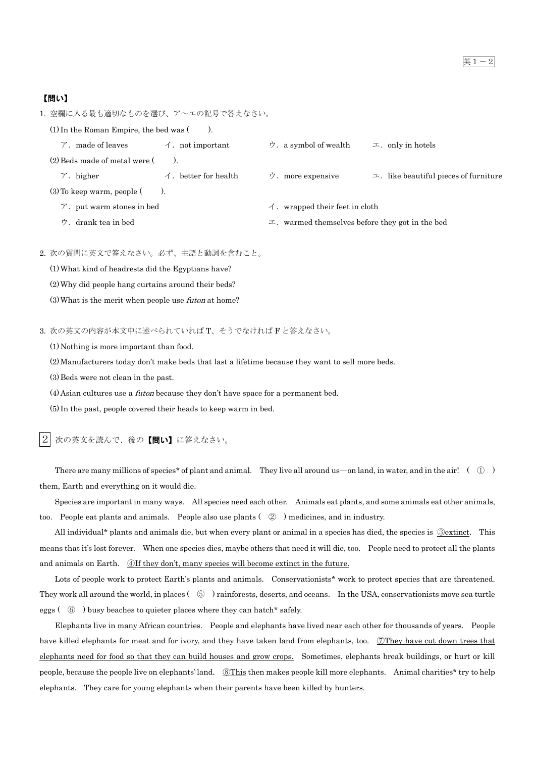**【問い】**

1. 空欄に入る最も適切なものを選び、ア～エの記号で答えなさい。

(1) In the Roman Empire, the bed was (　　).

ア．made of leaves　　イ．not important　　ウ．a symbol of wealth　　エ．only in hotels

(2) Beds made of metal were (　　).

ア．higher　　イ．better for health　　ウ．more expensive　　エ．like beautiful pieces of furniture

(3) To keep warm, people (　　).

ア．put warm stones in bed　　イ．wrapped their feet in cloth

ウ．drank tea in bed　　エ．warmed themselves before they got in the bed

2. 次の質問に英文で答えなさい。必ず、主語と動詞を含むこと。

(1) What kind of headrests did the Egyptians have?

(2) Why did people hang curtains around their beds?

(3) What is the merit when people use *futon* at home?

3. 次の英文の内容が本文中に述べられていれば T、そうでなければ F と答えなさい。

(1) Nothing is more important than food.

(2) Manufacturers today don't make beds that last a lifetime because they want to sell more beds.

(3) Beds were not clean in the past.

(4) Asian cultures use a *futon* because they don't have space for a permanent bed.

(5) In the past, people covered their heads to keep warm in bed.

**2** 次の英文を読んで、後の**【問い】**に答えなさい。

There are many millions of species* of plant and animal.　They live all around us—on land, in water, and in the air!　( ① ) them, Earth and everything on it would die.

Species are important in many ways.　All species need each other.　Animals eat plants, and some animals eat other animals, too.　People eat plants and animals.　People also use plants ( ② ) medicines, and in industry.

All individual* plants and animals die, but when every plant or animal in a species has died, the species is <u>③extinct</u>.　This means that it's lost forever.　When one species dies, maybe others that need it will die, too.　People need to protect all the plants and animals on Earth.　<u>④If they don't, many species will become extinct in the future.</u>

Lots of people work to protect Earth's plants and animals.　Conservationists* work to protect species that are threatened. They work all around the world, in places ( ⑤ ) rainforests, deserts, and oceans.　In the USA, conservationists move sea turtle eggs ( ⑥ ) busy beaches to quieter places where they can hatch* safely.

Elephants live in many African countries.　People and elephants have lived near each other for thousands of years.　People have killed elephants for meat and for ivory, and they have taken land from elephants, too.　<u>⑦They have cut down trees that elephants need for food so that they can build houses and grow crops.</u>　Sometimes, elephants break buildings, or hurt or kill people, because the people live on elephants' land.　<u>⑧This</u> then makes people kill more elephants.　Animal charities* try to help elephants.　They care for young elephants when their parents have been killed by hunters.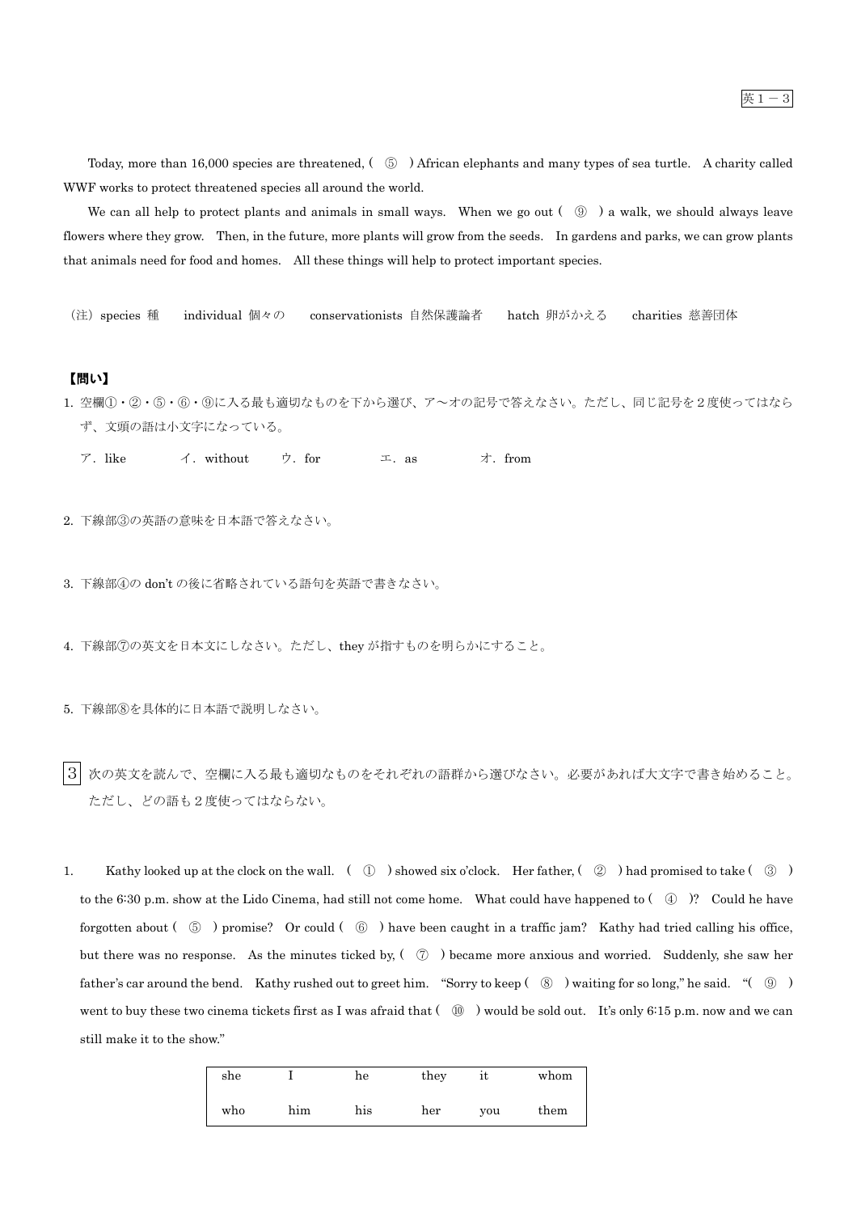Today, more than 16,000 species are threatened, ( ⑤ ) African elephants and many types of sea turtle. A charity called WWF works to protect threatened species all around the world.

We can all help to protect plants and animals in small ways. When we go out ( ⑨ ) a walk, we should always leave flowers where they grow. Then, in the future, more plants will grow from the seeds. In gardens and parks, we can grow plants that animals need for food and homes. All these things will help to protect important species.

（注）species 種　individual 個々の　conservationists 自然保護論者　hatch 卵がかえる　charities 慈善団体

**【問い】**

1. 空欄①・②・⑤・⑥・⑨に入る最も適切なものを下から選び、ア～オの記号で答えなさい。ただし、同じ記号を２度使ってはならず、文頭の語は小文字になっている。

   ア．like　イ．without　ウ．for　エ．as　オ．from

2. 下線部③の英語の意味を日本語で答えなさい。

3. 下線部④の don't の後に省略されている語句を英語で書きなさい。

4. 下線部⑦の英文を日本文にしなさい。ただし、they が指すものを明らかにすること。

5. 下線部⑧を具体的に日本語で説明しなさい。

**3** 次の英文を読んで、空欄に入る最も適切なものをそれぞれの語群から選びなさい。必要があれば大文字で書き始めること。ただし、どの語も２度使ってはならない。

1. Kathy looked up at the clock on the wall. ( ① ) showed six o'clock. Her father, ( ② ) had promised to take ( ③ ) to the 6:30 p.m. show at the Lido Cinema, had still not come home. What could have happened to ( ④ )? Could he have forgotten about ( ⑤ ) promise? Or could ( ⑥ ) have been caught in a traffic jam? Kathy had tried calling his office, but there was no response. As the minutes ticked by, ( ⑦ ) became more anxious and worried. Suddenly, she saw her father's car around the bend. Kathy rushed out to greet him. "Sorry to keep ( ⑧ ) waiting for so long," he said. "( ⑨ ) went to buy these two cinema tickets first as I was afraid that ( ⑩ ) would be sold out. It's only 6:15 p.m. now and we can still make it to the show."

| she | I | he | they | it | whom |
|---|---|---|---|---|---|
| who | him | his | her | you | them |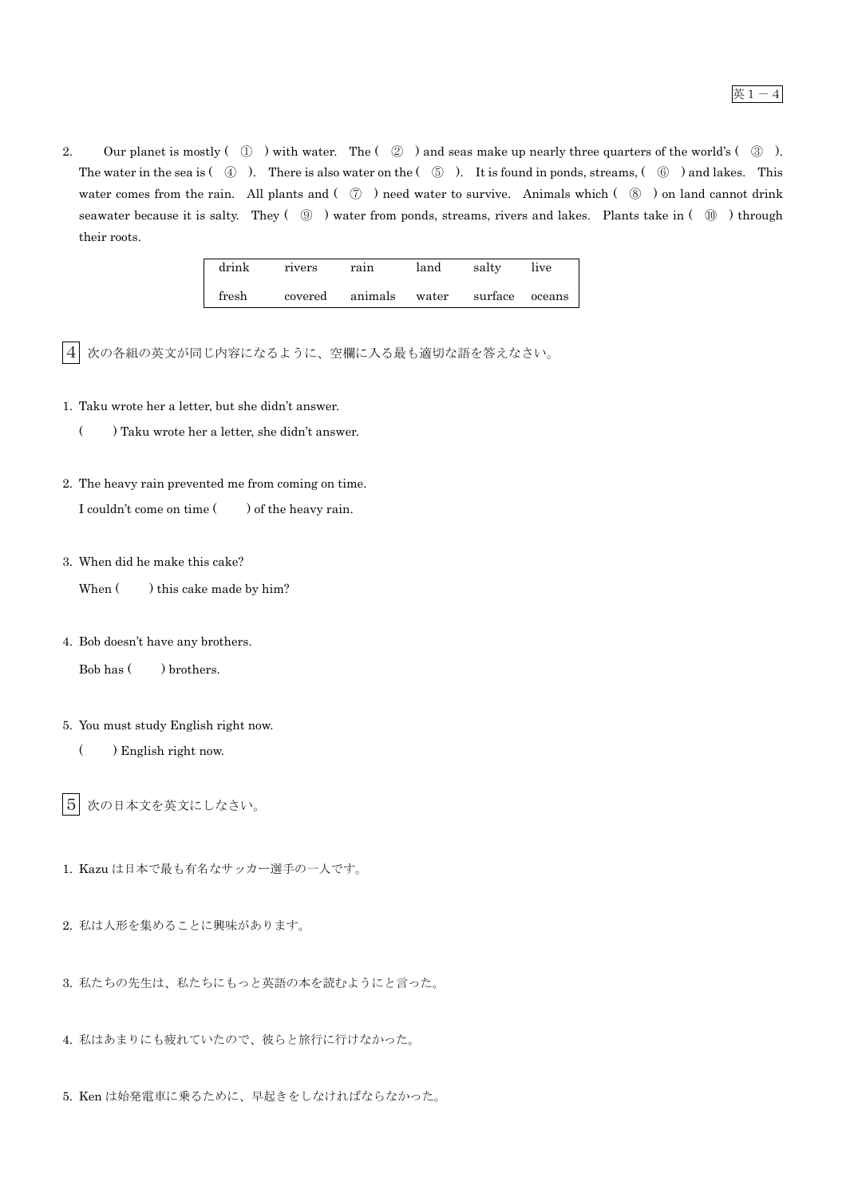2. Our planet is mostly ( ① ) with water. The ( ② ) and seas make up nearly three quarters of the world's ( ③ ). The water in the sea is ( ④ ). There is also water on the ( ⑤ ). It is found in ponds, streams, ( ⑥ ) and lakes. This water comes from the rain. All plants and ( ⑦ ) need water to survive. Animals which ( ⑧ ) on land cannot drink seawater because it is salty. They ( ⑨ ) water from ponds, streams, rivers and lakes. Plants take in ( ⑩ ) through their roots.

| | | | | | |
|---|---|---|---|---|---|
| drink | rivers | rain | land | salty | live |
| fresh | covered | animals | water | surface | oceans |

## 4 次の各組の英文が同じ内容になるように、空欄に入る最も適切な語を答えなさい。

1. Taku wrote her a letter, but she didn't answer.
   ( ) Taku wrote her a letter, she didn't answer.

2. The heavy rain prevented me from coming on time.
   I couldn't come on time ( ) of the heavy rain.

3. When did he make this cake?
   When ( ) this cake made by him?

4. Bob doesn't have any brothers.
   Bob has ( ) brothers.

5. You must study English right now.
   ( ) English right now.

## 5 次の日本文を英文にしなさい。

1. Kazu は日本で最も有名なサッカー選手の一人です。

2. 私は人形を集めることに興味があります。

3. 私たちの先生は、私たちにもっと英語の本を読むようにと言った。

4. 私はあまりにも疲れていたので、彼らと旅行に行けなかった。

5. Ken は始発電車に乗るために、早起きをしなければならなかった。